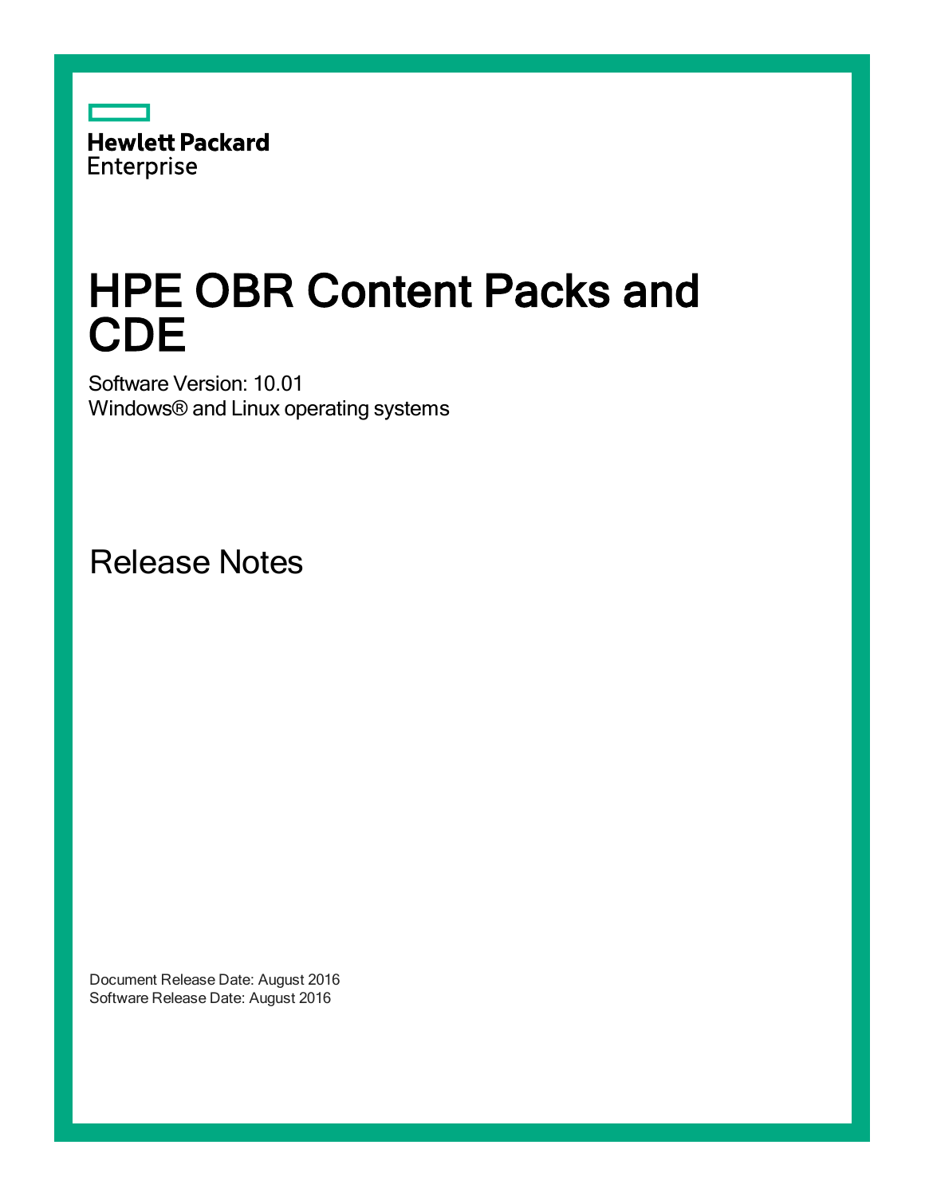Hewlett Packard Enterprise

# HPE OBR Content Packs and CDE

Software Version: 10.01

Windows® and Linux operating systems

## Release Notes

Document Release Date: August 2016

Software Release Date: August 2016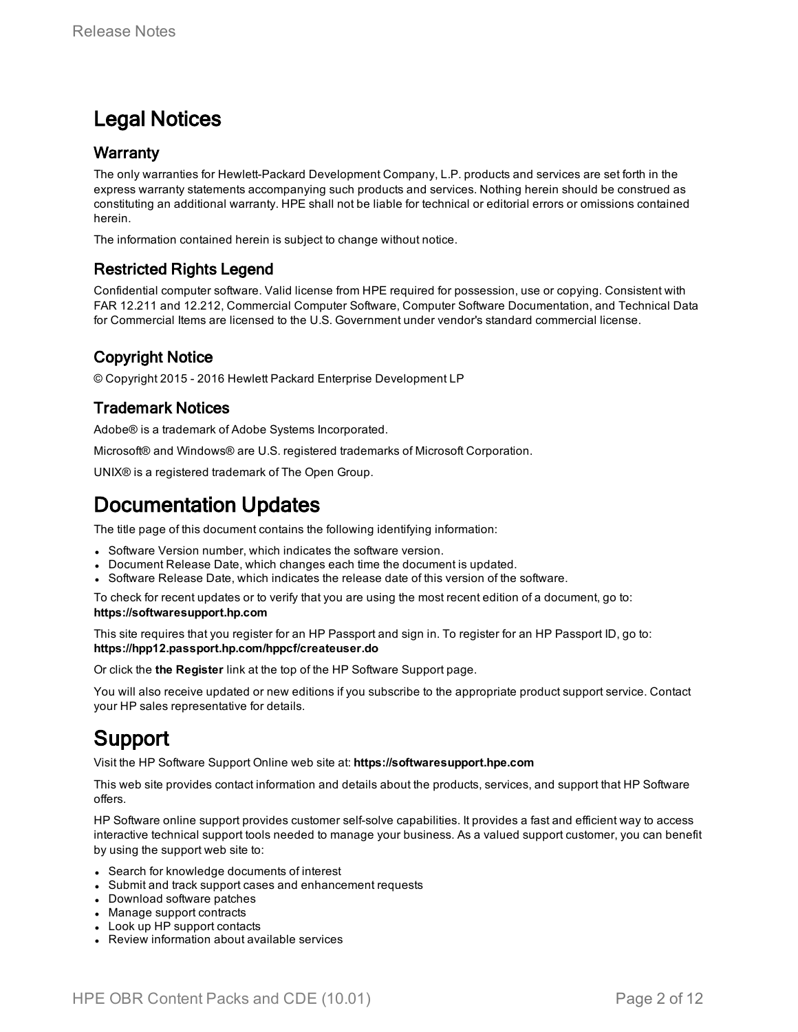# Legal Notices

## Warranty

The only warranties for Hewlett-Packard Development Company, L.P. products and services are set forth in the express warranty statements accompanying such products and services. Nothing herein should be construed as constituting an additional warranty. HPE shall not be liable for technical or editorial errors or omissions contained herein.

The information contained herein is subject to change without notice.

## Restricted Rights Legend

Confidential computer software. Valid license from HPE required for possession, use or copying. Consistent with FAR 12.211 and 12.212, Commercial Computer Software, Computer Software Documentation, and Technical Data for Commercial Items are licensed to the U.S. Government under vendor's standard commercial license.

## Copyright Notice

© Copyright 2015 - 2016 Hewlett Packard Enterprise Development LP

## Trademark Notices

Adobe® is a trademark of Adobe Systems Incorporated.

Microsoft® and Windows® are U.S. registered trademarks of Microsoft Corporation.

UNIX® is a registered trademark of The Open Group.

# Documentation Updates

The title page of this document contains the following identifying information:

- Software Version number, which indicates the software version.
- Document Release Date, which changes each time the document is updated.
- Software Release Date, which indicates the release date of this version of the software.

To check for recent updates or to verify that you are using the most recent edition of a document, go to: **https://softwaresupport.hp.com**

This site requires that you register for an HP Passport and sign in. To register for an HP Passport ID, go to: **https://hpp12.passport.hp.com/hppcf/createuser.do**

Or click the **the Register** link at the top of the HP Software Support page.

You will also receive updated or new editions if you subscribe to the appropriate product support service. Contact your HP sales representative for details.

# Support

Visit the HP Software Support Online web site at: **https://softwaresupport.hpe.com**

This web site provides contact information and details about the products, services, and support that HP Software offers.

HP Software online support provides customer self-solve capabilities. It provides a fast and efficient way to access interactive technical support tools needed to manage your business. As a valued support customer, you can benefit by using the support web site to:

- Search for knowledge documents of interest
- Submit and track support cases and enhancement requests
- Download software patches
- Manage support contracts
- Look up HP support contacts
- Review information about available services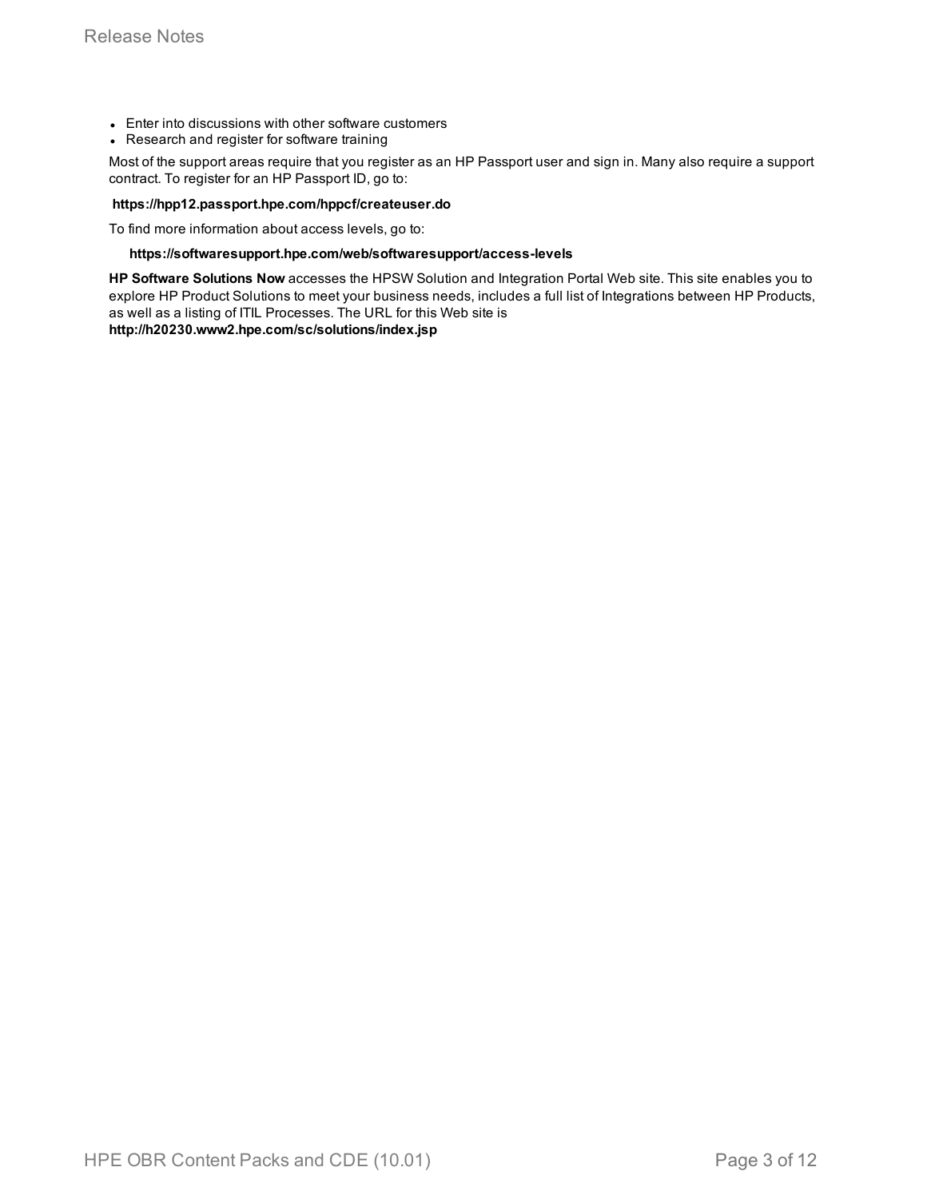- Enter into discussions with other software customers
- Research and register for software training

Most of the support areas require that you register as an HP Passport user and sign in. Many also require a support contract. To register for an HP Passport ID, go to:

**https://hpp12.passport.hpe.com/hppcf/createuser.do**

To find more information about access levels, go to:

**https://softwaresupport.hpe.com/web/softwaresupport/access-levels**

**HP Software Solutions Now** accesses the HPSW Solution and Integration Portal Web site. This site enables you to explore HP Product Solutions to meet your business needs, includes a full list of Integrations between HP Products, as well as a listing of ITIL Processes. The URL for this Web site is **http://h20230.www2.hpe.com/sc/solutions/index.jsp**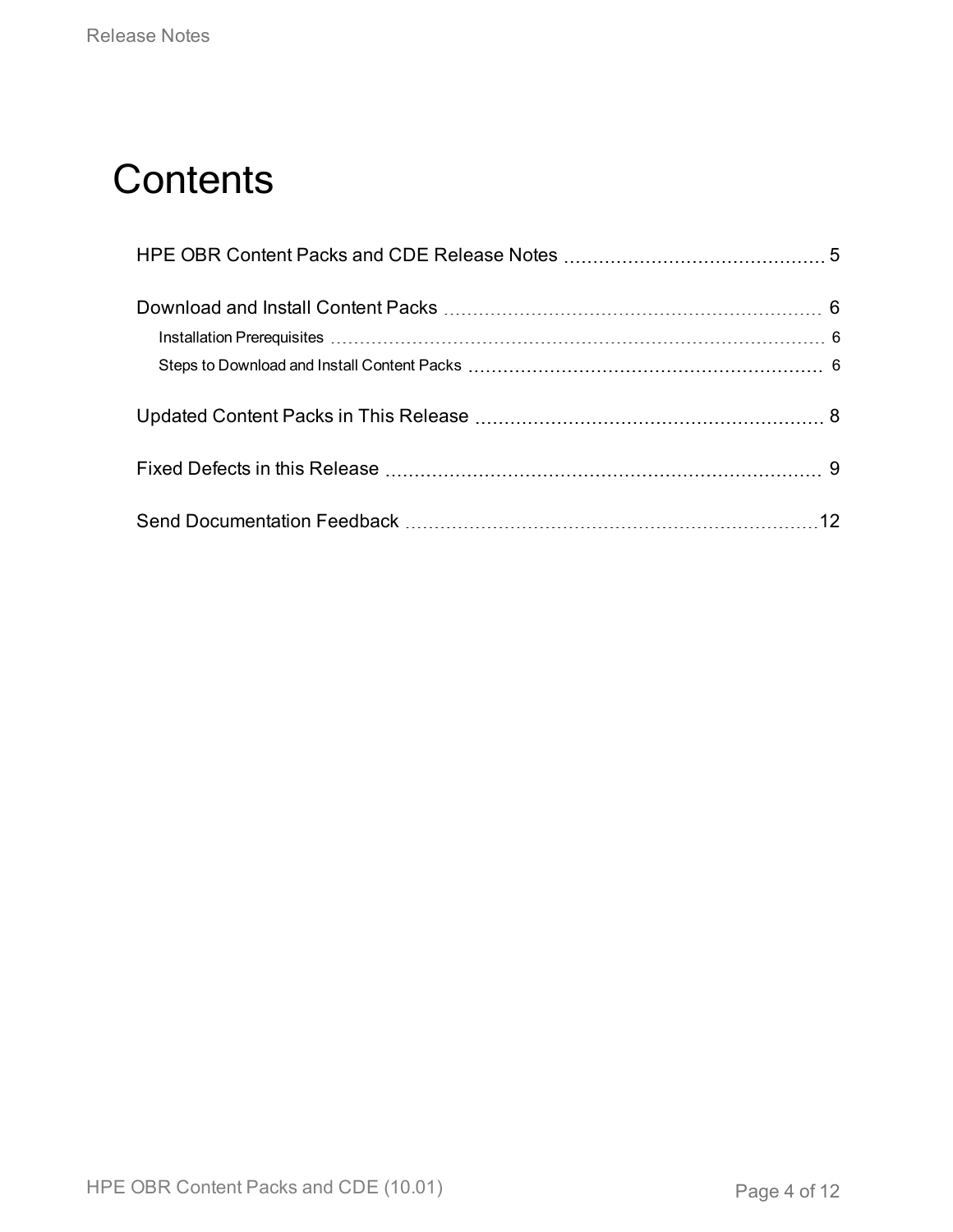# Contents

HPE OBR Content Packs and CDE Release Notes 5

Download and Install Content Packs 6

- Installation Prerequisites 6
- Steps to Download and Install Content Packs 6

Updated Content Packs in This Release 8

Fixed Defects in this Release 9

Send Documentation Feedback 12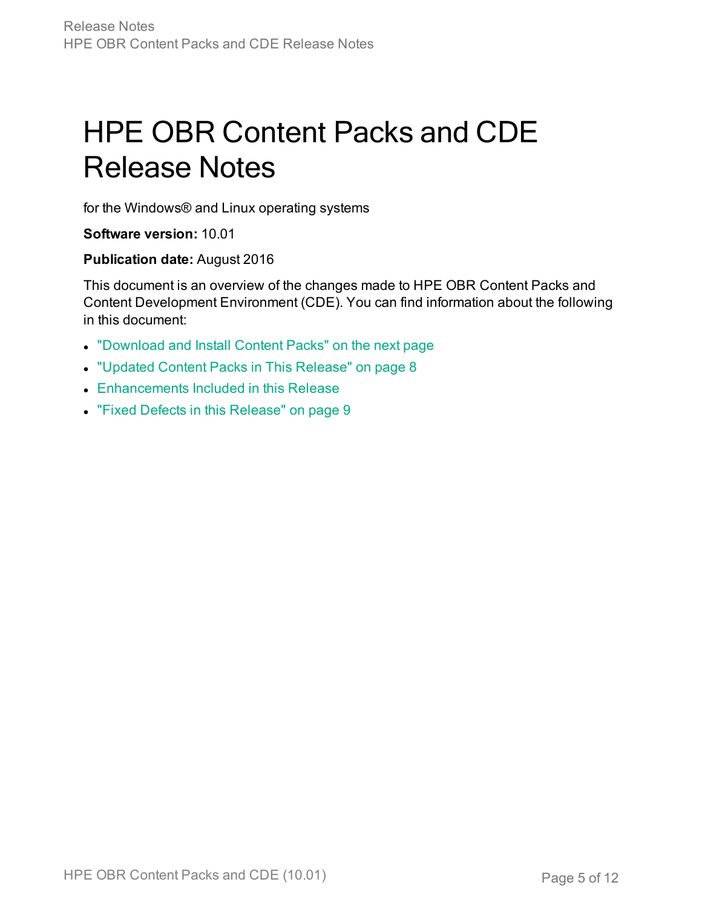# HPE OBR Content Packs and CDE Release Notes

for the Windows® and Linux operating systems

**Software version:** 10.01

**Publication date:** August 2016

This document is an overview of the changes made to HPE OBR Content Packs and Content Development Environment (CDE). You can find information about the following in this document:

- "Download and Install Content Packs" on the next page
- "Updated Content Packs in This Release" on page 8
- Enhancements Included in this Release
- "Fixed Defects in this Release" on page 9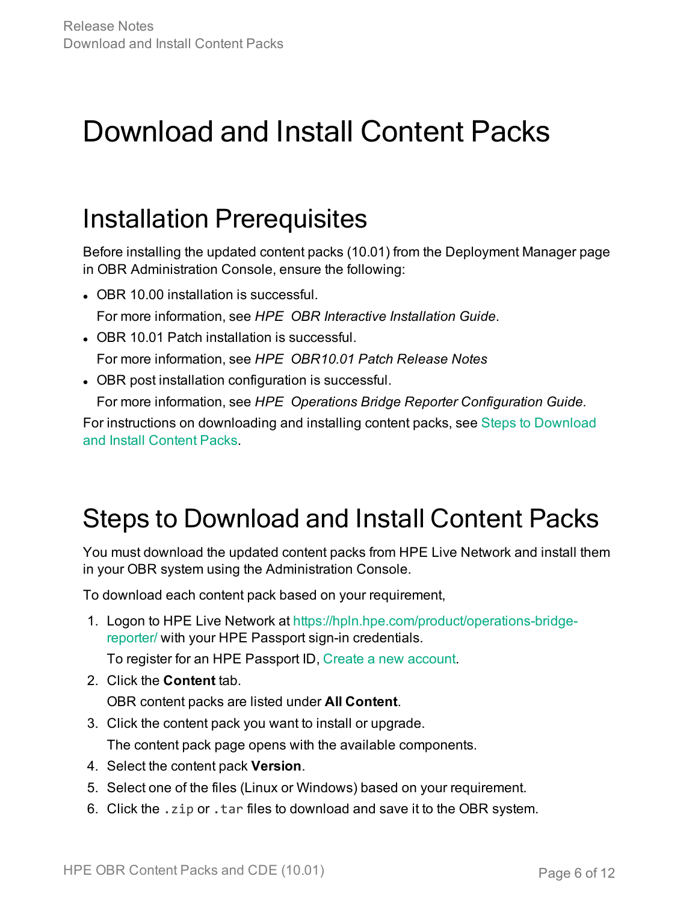# Download and Install Content Packs

## Installation Prerequisites

Before installing the updated content packs (10.01) from the Deployment Manager page in OBR Administration Console, ensure the following:

- OBR 10.00 installation is successful.

  For more information, see *HPE OBR Interactive Installation Guide*.
- OBR 10.01 Patch installation is successful.

  For more information, see *HPE OBR10.01 Patch Release Notes*
- OBR post installation configuration is successful.

  For more information, see *HPE Operations Bridge Reporter Configuration Guide.*

For instructions on downloading and installing content packs, see Steps to Download and Install Content Packs.

## Steps to Download and Install Content Packs

You must download the updated content packs from HPE Live Network and install them in your OBR system using the Administration Console.

To download each content pack based on your requirement,

1. Logon to HPE Live Network at https://hpln.hpe.com/product/operations-bridge-reporter/ with your HPE Passport sign-in credentials.

   To register for an HPE Passport ID, Create a new account.
2. Click the **Content** tab.

   OBR content packs are listed under **All Content**.
3. Click the content pack you want to install or upgrade.

   The content pack page opens with the available components.
4. Select the content pack **Version**.
5. Select one of the files (Linux or Windows) based on your requirement.
6. Click the `.zip` or `.tar` files to download and save it to the OBR system.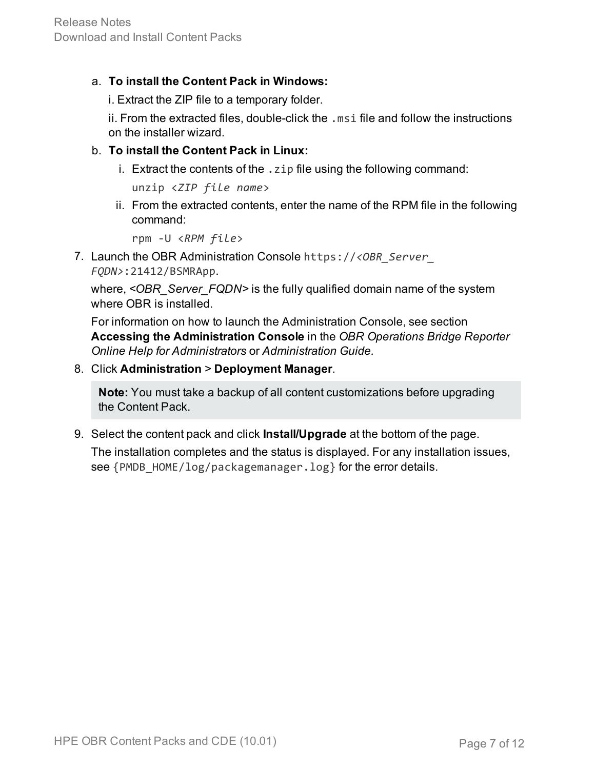a. **To install the Content Pack in Windows:**

   i. Extract the ZIP file to a temporary folder.

   ii. From the extracted files, double-click the `.msi` file and follow the instructions on the installer wizard.

b. **To install the Content Pack in Linux:**

   i. Extract the contents of the `.zip` file using the following command:

      `unzip <ZIP file name>`

   ii. From the extracted contents, enter the name of the RPM file in the following command:

      `rpm -U <RPM file>`

7. Launch the OBR Administration Console `https://<OBR_Server_FQDN>:21412/BSMRApp`.

   where, *<OBR_Server_FQDN>* is the fully qualified domain name of the system where OBR is installed.

   For information on how to launch the Administration Console, see section **Accessing the Administration Console** in the *OBR Operations Bridge Reporter Online Help for Administrators* or *Administration Guide.*

8. Click **Administration** > **Deployment Manager**.

   > **Note:** You must take a backup of all content customizations before upgrading the Content Pack.

9. Select the content pack and click **Install/Upgrade** at the bottom of the page.

   The installation completes and the status is displayed. For any installation issues, see `{PMDB_HOME/log/packagemanager.log}` for the error details.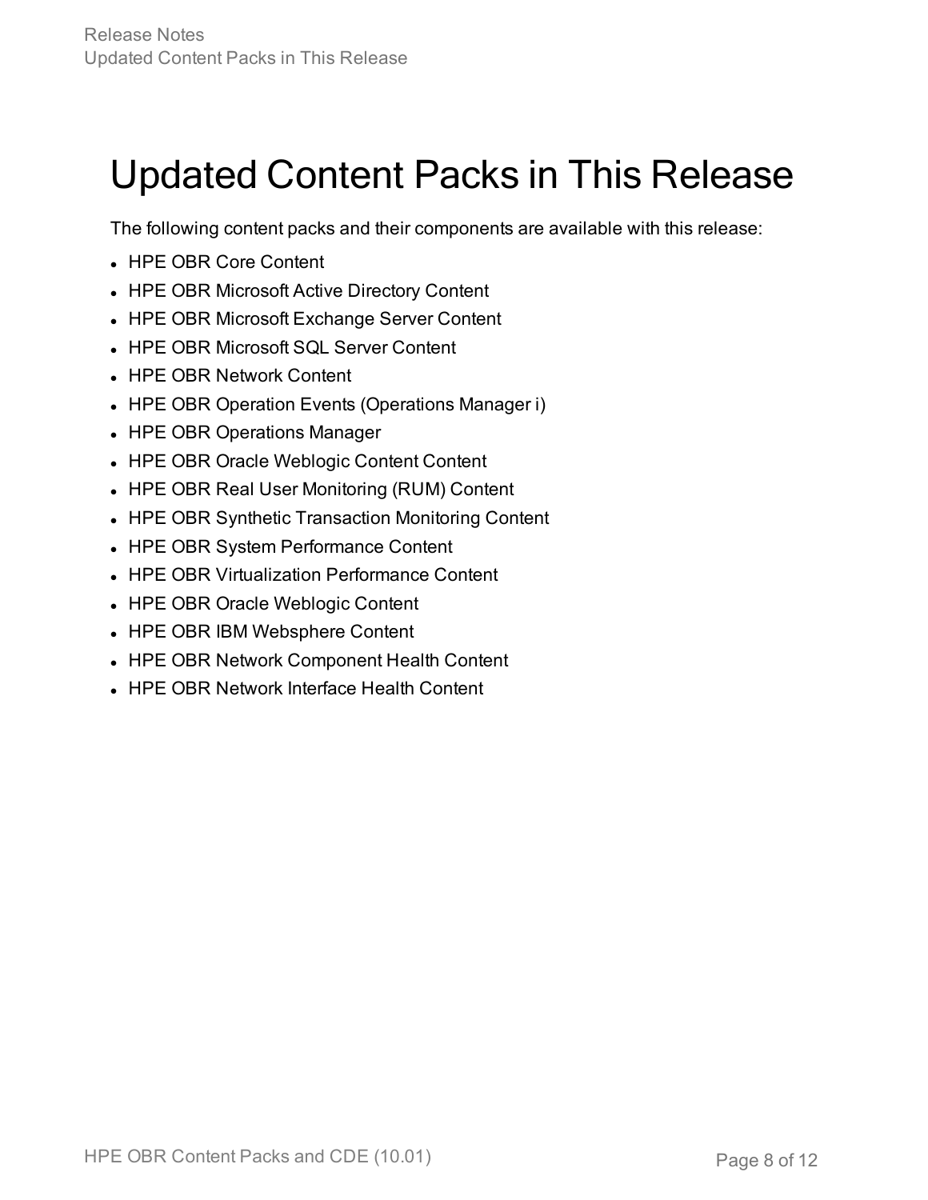# Updated Content Packs in This Release

The following content packs and their components are available with this release:

- HPE OBR Core Content
- HPE OBR Microsoft Active Directory Content
- HPE OBR Microsoft Exchange Server Content
- HPE OBR Microsoft SQL Server Content
- HPE OBR Network Content
- HPE OBR Operation Events (Operations Manager i)
- HPE OBR Operations Manager
- HPE OBR Oracle Weblogic Content Content
- HPE OBR Real User Monitoring (RUM) Content
- HPE OBR Synthetic Transaction Monitoring Content
- HPE OBR System Performance Content
- HPE OBR Virtualization Performance Content
- HPE OBR Oracle Weblogic Content
- HPE OBR IBM Websphere Content
- HPE OBR Network Component Health Content
- HPE OBR Network Interface Health Content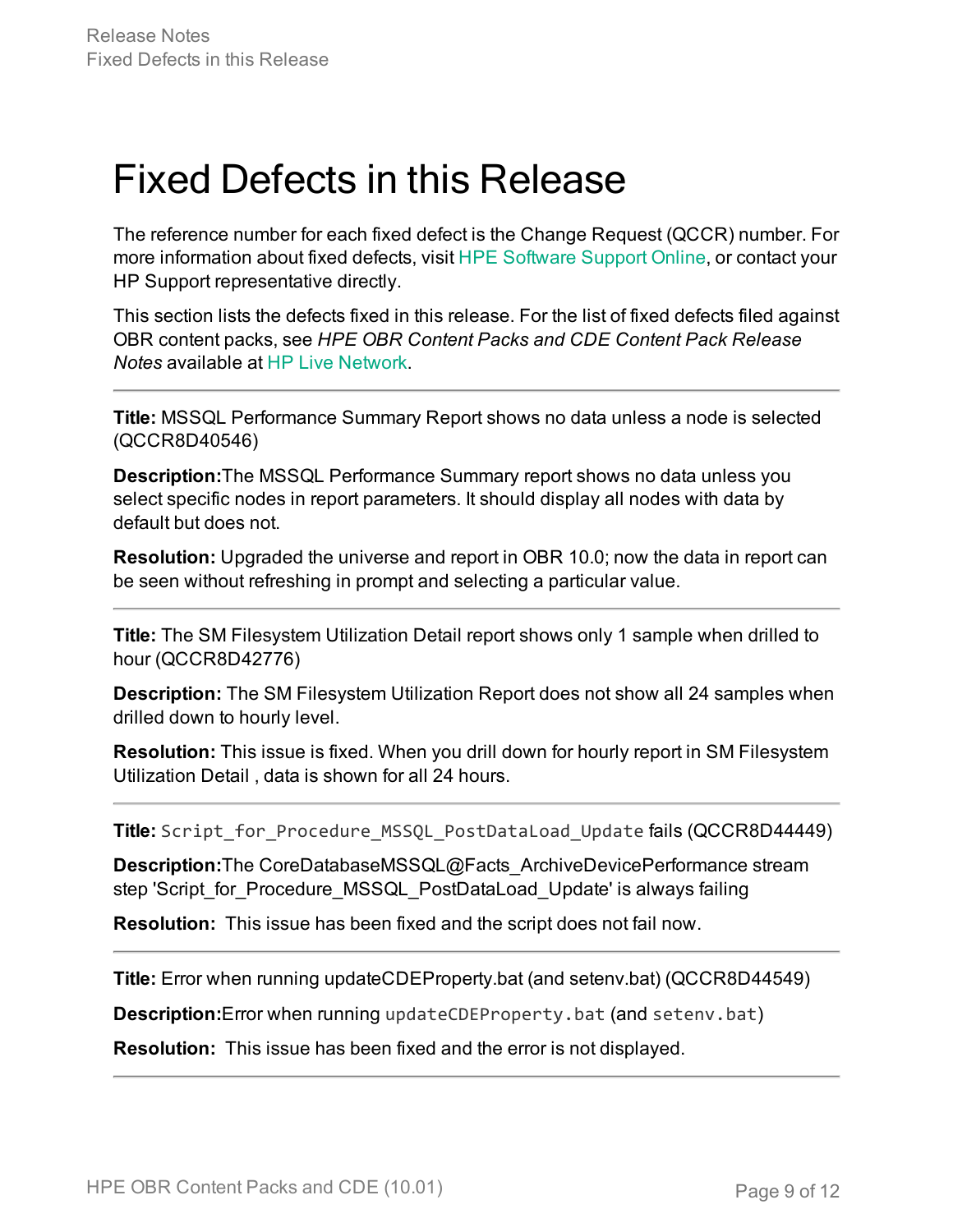# Fixed Defects in this Release

The reference number for each fixed defect is the Change Request (QCCR) number. For more information about fixed defects, visit HPE Software Support Online, or contact your HP Support representative directly.

This section lists the defects fixed in this release. For the list of fixed defects filed against OBR content packs, see *HPE OBR Content Packs and CDE Content Pack Release Notes* available at HP Live Network.

---

**Title:** MSSQL Performance Summary Report shows no data unless a node is selected (QCCR8D40546)

**Description:**The MSSQL Performance Summary report shows no data unless you select specific nodes in report parameters. It should display all nodes with data by default but does not.

**Resolution:** Upgraded the universe and report in OBR 10.0; now the data in report can be seen without refreshing in prompt and selecting a particular value.

---

**Title:** The SM Filesystem Utilization Detail report shows only 1 sample when drilled to hour (QCCR8D42776)

**Description:** The SM Filesystem Utilization Report does not show all 24 samples when drilled down to hourly level.

**Resolution:** This issue is fixed. When you drill down for hourly report in SM Filesystem Utilization Detail , data is shown for all 24 hours.

---

**Title:** `Script_for_Procedure_MSSQL_PostDataLoad_Update` fails (QCCR8D44449)

**Description:**The CoreDatabaseMSSQL@Facts_ArchiveDevicePerformance stream step 'Script_for_Procedure_MSSQL_PostDataLoad_Update' is always failing

**Resolution:** This issue has been fixed and the script does not fail now.

---

**Title:** Error when running updateCDEProperty.bat (and setenv.bat) (QCCR8D44549)

**Description:**Error when running `updateCDEProperty.bat` (and `setenv.bat`)

**Resolution:** This issue has been fixed and the error is not displayed.

---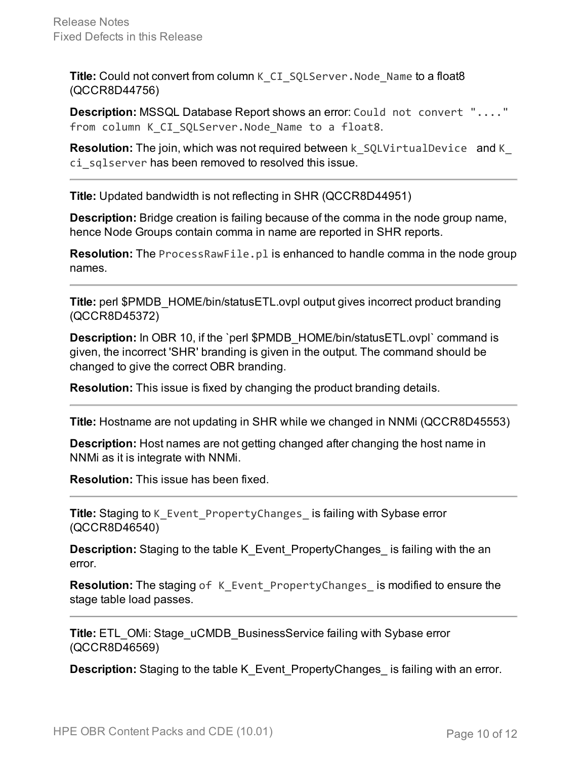**Title:** Could not convert from column `K_CI_SQLServer.Node_Name` to a float8 (QCCR8D44756)

**Description:** MSSQL Database Report shows an error: `Could not convert "...." from column K_CI_SQLServer.Node_Name to a float8`.

**Resolution:** The join, which was not required between `k_SQLVirtualDevice` and `K_ci_sqlserver` has been removed to resolved this issue.

---

**Title:** Updated bandwidth is not reflecting in SHR (QCCR8D44951)

**Description:** Bridge creation is failing because of the comma in the node group name, hence Node Groups contain comma in name are reported in SHR reports.

**Resolution:** The `ProcessRawFile.pl` is enhanced to handle comma in the node group names.

---

**Title:** perl $PMDB_HOME/bin/statusETL.ovpl output gives incorrect product branding (QCCR8D45372)

**Description:** In OBR 10, if the `perl $PMDB_HOME/bin/statusETL.ovpl` command is given, the incorrect 'SHR' branding is given in the output. The command should be changed to give the correct OBR branding.

**Resolution:** This issue is fixed by changing the product branding details.

---

**Title:** Hostname are not updating in SHR while we changed in NNMi (QCCR8D45553)

**Description:** Host names are not getting changed after changing the host name in NNMi as it is integrate with NNMi.

**Resolution:** This issue has been fixed.

---

**Title:** Staging to `K_Event_PropertyChanges_` is failing with Sybase error (QCCR8D46540)

**Description:** Staging to the table K_Event_PropertyChanges_ is failing with the an error.

**Resolution:** The staging `of K_Event_PropertyChanges_` is modified to ensure the stage table load passes.

---

**Title:** ETL_OMi: Stage_uCMDB_BusinessService failing with Sybase error (QCCR8D46569)

**Description:** Staging to the table K_Event_PropertyChanges_ is failing with an error.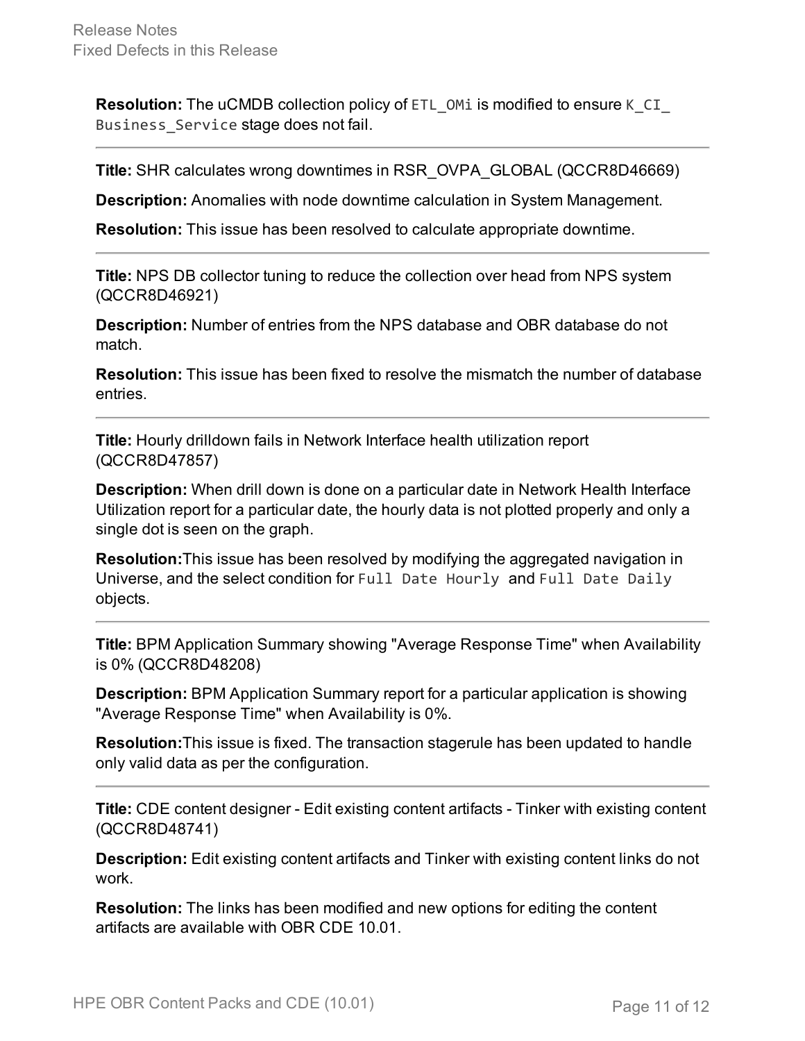**Resolution:** The uCMDB collection policy of `ETL_OMi` is modified to ensure `K_CI_Business_Service` stage does not fail.

---

**Title:** SHR calculates wrong downtimes in RSR_OVPA_GLOBAL (QCCR8D46669)

**Description:** Anomalies with node downtime calculation in System Management.

**Resolution:** This issue has been resolved to calculate appropriate downtime.

---

**Title:** NPS DB collector tuning to reduce the collection over head from NPS system (QCCR8D46921)

**Description:** Number of entries from the NPS database and OBR database do not match.

**Resolution:** This issue has been fixed to resolve the mismatch the number of database entries.

---

**Title:** Hourly drilldown fails in Network Interface health utilization report (QCCR8D47857)

**Description:** When drill down is done on a particular date in Network Health Interface Utilization report for a particular date, the hourly data is not plotted properly and only a single dot is seen on the graph.

**Resolution:**This issue has been resolved by modifying the aggregated navigation in Universe, and the select condition for `Full Date Hourly` and `Full Date Daily` objects.

---

**Title:** BPM Application Summary showing "Average Response Time" when Availability is 0% (QCCR8D48208)

**Description:** BPM Application Summary report for a particular application is showing "Average Response Time" when Availability is 0%.

**Resolution:**This issue is fixed. The transaction stagerule has been updated to handle only valid data as per the configuration.

---

**Title:** CDE content designer - Edit existing content artifacts - Tinker with existing content (QCCR8D48741)

**Description:** Edit existing content artifacts and Tinker with existing content links do not work.

**Resolution:** The links has been modified and new options for editing the content artifacts are available with OBR CDE 10.01.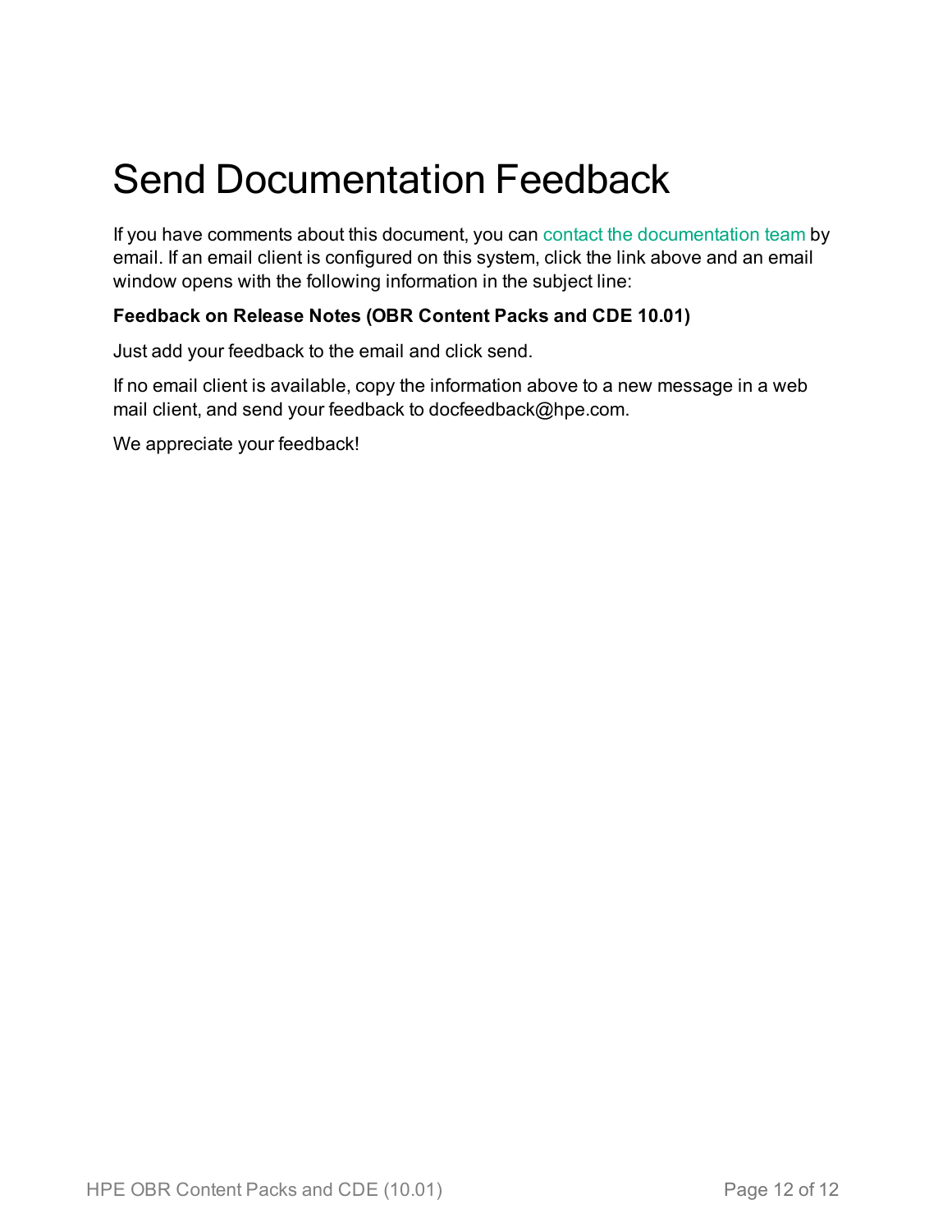# Send Documentation Feedback

If you have comments about this document, you can contact the documentation team by email. If an email client is configured on this system, click the link above and an email window opens with the following information in the subject line:

**Feedback on Release Notes (OBR Content Packs and CDE 10.01)**

Just add your feedback to the email and click send.

If no email client is available, copy the information above to a new message in a web mail client, and send your feedback to docfeedback@hpe.com.

We appreciate your feedback!